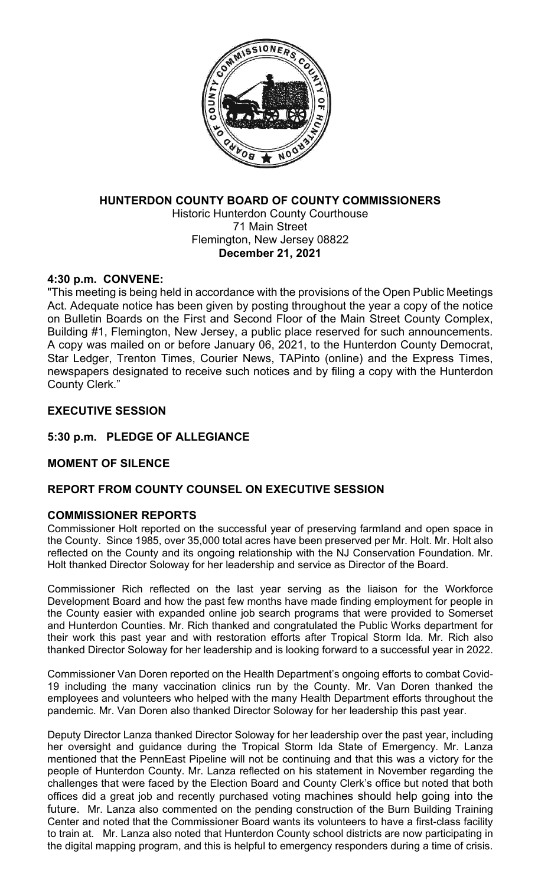**HUNTERDON COUNTY BOARD OF COUNTY COMMISSIONERS**

Historic Hunterdon County Courthouse
71 Main Street
Flemington, New Jersey 08822
**December 21, 2021**

## 4:30 p.m. CONVENE:

"This meeting is being held in accordance with the provisions of the Open Public Meetings Act. Adequate notice has been given by posting throughout the year a copy of the notice on Bulletin Boards on the First and Second Floor of the Main Street County Complex, Building #1, Flemington, New Jersey, a public place reserved for such announcements. A copy was mailed on or before January 06, 2021, to the Hunterdon County Democrat, Star Ledger, Trenton Times, Courier News, TAPinto (online) and the Express Times, newspapers designated to receive such notices and by filing a copy with the Hunterdon County Clerk."

## EXECUTIVE SESSION

## 5:30 p.m. PLEDGE OF ALLEGIANCE

## MOMENT OF SILENCE

## REPORT FROM COUNTY COUNSEL ON EXECUTIVE SESSION

## COMMISSIONER REPORTS

Commissioner Holt reported on the successful year of preserving farmland and open space in the County. Since 1985, over 35,000 total acres have been preserved per Mr. Holt. Mr. Holt also reflected on the County and its ongoing relationship with the NJ Conservation Foundation. Mr. Holt thanked Director Soloway for her leadership and service as Director of the Board.

Commissioner Rich reflected on the last year serving as the liaison for the Workforce Development Board and how the past few months have made finding employment for people in the County easier with expanded online job search programs that were provided to Somerset and Hunterdon Counties. Mr. Rich thanked and congratulated the Public Works department for their work this past year and with restoration efforts after Tropical Storm Ida. Mr. Rich also thanked Director Soloway for her leadership and is looking forward to a successful year in 2022.

Commissioner Van Doren reported on the Health Department's ongoing efforts to combat Covid-19 including the many vaccination clinics run by the County. Mr. Van Doren thanked the employees and volunteers who helped with the many Health Department efforts throughout the pandemic. Mr. Van Doren also thanked Director Soloway for her leadership this past year.

Deputy Director Lanza thanked Director Soloway for her leadership over the past year, including her oversight and guidance during the Tropical Storm Ida State of Emergency. Mr. Lanza mentioned that the PennEast Pipeline will not be continuing and that this was a victory for the people of Hunterdon County. Mr. Lanza reflected on his statement in November regarding the challenges that were faced by the Election Board and County Clerk's office but noted that both offices did a great job and recently purchased voting machines should help going into the future. Mr. Lanza also commented on the pending construction of the Burn Building Training Center and noted that the Commissioner Board wants its volunteers to have a first-class facility to train at. Mr. Lanza also noted that Hunterdon County school districts are now participating in the digital mapping program, and this is helpful to emergency responders during a time of crisis.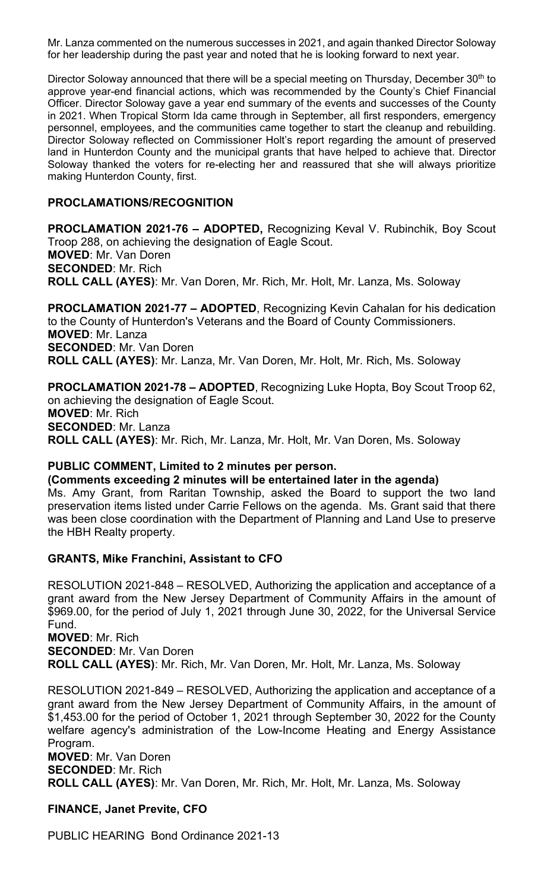Mr. Lanza commented on the numerous successes in 2021, and again thanked Director Soloway for her leadership during the past year and noted that he is looking forward to next year.

Director Soloway announced that there will be a special meeting on Thursday, December 30th to approve year-end financial actions, which was recommended by the County's Chief Financial Officer. Director Soloway gave a year end summary of the events and successes of the County in 2021. When Tropical Storm Ida came through in September, all first responders, emergency personnel, employees, and the communities came together to start the cleanup and rebuilding. Director Soloway reflected on Commissioner Holt's report regarding the amount of preserved land in Hunterdon County and the municipal grants that have helped to achieve that. Director Soloway thanked the voters for re-electing her and reassured that she will always prioritize making Hunterdon County, first.

## PROCLAMATIONS/RECOGNITION

**PROCLAMATION 2021-76 – ADOPTED,** Recognizing Keval V. Rubinchik, Boy Scout Troop 288, on achieving the designation of Eagle Scout.
**MOVED**: Mr. Van Doren
**SECONDED**: Mr. Rich
**ROLL CALL (AYES)**: Mr. Van Doren, Mr. Rich, Mr. Holt, Mr. Lanza, Ms. Soloway

**PROCLAMATION 2021-77 – ADOPTED**, Recognizing Kevin Cahalan for his dedication to the County of Hunterdon's Veterans and the Board of County Commissioners.
**MOVED**: Mr. Lanza
**SECONDED**: Mr. Van Doren
**ROLL CALL (AYES)**: Mr. Lanza, Mr. Van Doren, Mr. Holt, Mr. Rich, Ms. Soloway

**PROCLAMATION 2021-78 – ADOPTED**, Recognizing Luke Hopta, Boy Scout Troop 62, on achieving the designation of Eagle Scout.
**MOVED**: Mr. Rich
**SECONDED**: Mr. Lanza
**ROLL CALL (AYES)**: Mr. Rich, Mr. Lanza, Mr. Holt, Mr. Van Doren, Ms. Soloway

## PUBLIC COMMENT, Limited to 2 minutes per person.

**(Comments exceeding 2 minutes will be entertained later in the agenda)**

Ms. Amy Grant, from Raritan Township, asked the Board to support the two land preservation items listed under Carrie Fellows on the agenda. Ms. Grant said that there was been close coordination with the Department of Planning and Land Use to preserve the HBH Realty property.

## GRANTS, Mike Franchini, Assistant to CFO

RESOLUTION 2021-848 – RESOLVED, Authorizing the application and acceptance of a grant award from the New Jersey Department of Community Affairs in the amount of $969.00, for the period of July 1, 2021 through June 30, 2022, for the Universal Service Fund.
**MOVED**: Mr. Rich
**SECONDED**: Mr. Van Doren
**ROLL CALL (AYES)**: Mr. Rich, Mr. Van Doren, Mr. Holt, Mr. Lanza, Ms. Soloway

RESOLUTION 2021-849 – RESOLVED, Authorizing the application and acceptance of a grant award from the New Jersey Department of Community Affairs, in the amount of $1,453.00 for the period of October 1, 2021 through September 30, 2022 for the County welfare agency's administration of the Low-Income Heating and Energy Assistance Program.
**MOVED**: Mr. Van Doren
**SECONDED**: Mr. Rich
**ROLL CALL (AYES)**: Mr. Van Doren, Mr. Rich, Mr. Holt, Mr. Lanza, Ms. Soloway

## FINANCE, Janet Previte, CFO

PUBLIC HEARING Bond Ordinance 2021-13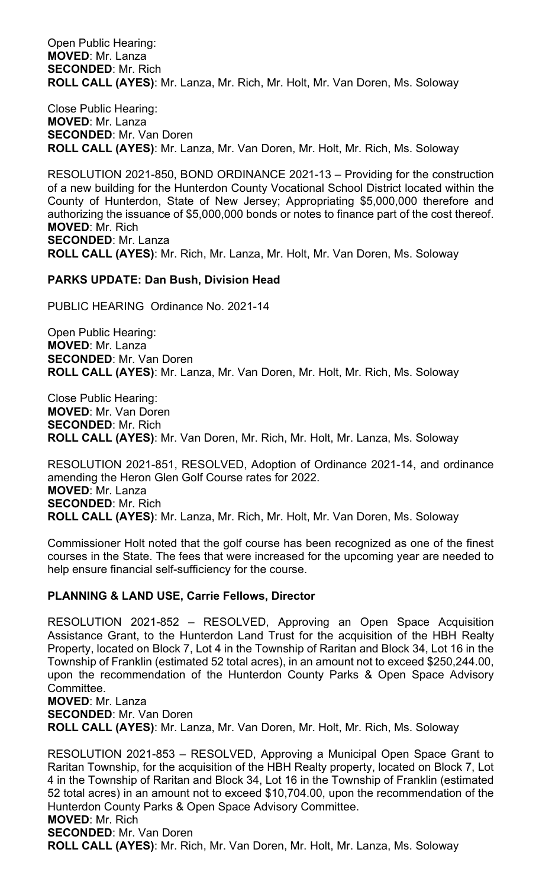Open Public Hearing:
**MOVED**: Mr. Lanza
**SECONDED**: Mr. Rich
**ROLL CALL (AYES)**: Mr. Lanza, Mr. Rich, Mr. Holt, Mr. Van Doren, Ms. Soloway

Close Public Hearing:
**MOVED**: Mr. Lanza
**SECONDED**: Mr. Van Doren
**ROLL CALL (AYES)**: Mr. Lanza, Mr. Van Doren, Mr. Holt, Mr. Rich, Ms. Soloway

RESOLUTION 2021-850, BOND ORDINANCE 2021-13 – Providing for the construction of a new building for the Hunterdon County Vocational School District located within the County of Hunterdon, State of New Jersey; Appropriating $5,000,000 therefore and authorizing the issuance of $5,000,000 bonds or notes to finance part of the cost thereof.
**MOVED**: Mr. Rich
**SECONDED**: Mr. Lanza
**ROLL CALL (AYES)**: Mr. Rich, Mr. Lanza, Mr. Holt, Mr. Van Doren, Ms. Soloway

**PARKS UPDATE: Dan Bush, Division Head**

PUBLIC HEARING Ordinance No. 2021-14

Open Public Hearing:
**MOVED**: Mr. Lanza
**SECONDED**: Mr. Van Doren
**ROLL CALL (AYES)**: Mr. Lanza, Mr. Van Doren, Mr. Holt, Mr. Rich, Ms. Soloway

Close Public Hearing:
**MOVED**: Mr. Van Doren
**SECONDED**: Mr. Rich
**ROLL CALL (AYES)**: Mr. Van Doren, Mr. Rich, Mr. Holt, Mr. Lanza, Ms. Soloway

RESOLUTION 2021-851, RESOLVED, Adoption of Ordinance 2021-14, and ordinance amending the Heron Glen Golf Course rates for 2022.
**MOVED**: Mr. Lanza
**SECONDED**: Mr. Rich
**ROLL CALL (AYES)**: Mr. Lanza, Mr. Rich, Mr. Holt, Mr. Van Doren, Ms. Soloway

Commissioner Holt noted that the golf course has been recognized as one of the finest courses in the State. The fees that were increased for the upcoming year are needed to help ensure financial self-sufficiency for the course.

**PLANNING & LAND USE, Carrie Fellows, Director**

RESOLUTION 2021-852 – RESOLVED, Approving an Open Space Acquisition Assistance Grant, to the Hunterdon Land Trust for the acquisition of the HBH Realty Property, located on Block 7, Lot 4 in the Township of Raritan and Block 34, Lot 16 in the Township of Franklin (estimated 52 total acres), in an amount not to exceed $250,244.00, upon the recommendation of the Hunterdon County Parks & Open Space Advisory Committee.
**MOVED**: Mr. Lanza
**SECONDED**: Mr. Van Doren
**ROLL CALL (AYES)**: Mr. Lanza, Mr. Van Doren, Mr. Holt, Mr. Rich, Ms. Soloway

RESOLUTION 2021-853 – RESOLVED, Approving a Municipal Open Space Grant to Raritan Township, for the acquisition of the HBH Realty property, located on Block 7, Lot 4 in the Township of Raritan and Block 34, Lot 16 in the Township of Franklin (estimated 52 total acres) in an amount not to exceed $10,704.00, upon the recommendation of the Hunterdon County Parks & Open Space Advisory Committee.
**MOVED**: Mr. Rich
**SECONDED**: Mr. Van Doren
**ROLL CALL (AYES)**: Mr. Rich, Mr. Van Doren, Mr. Holt, Mr. Lanza, Ms. Soloway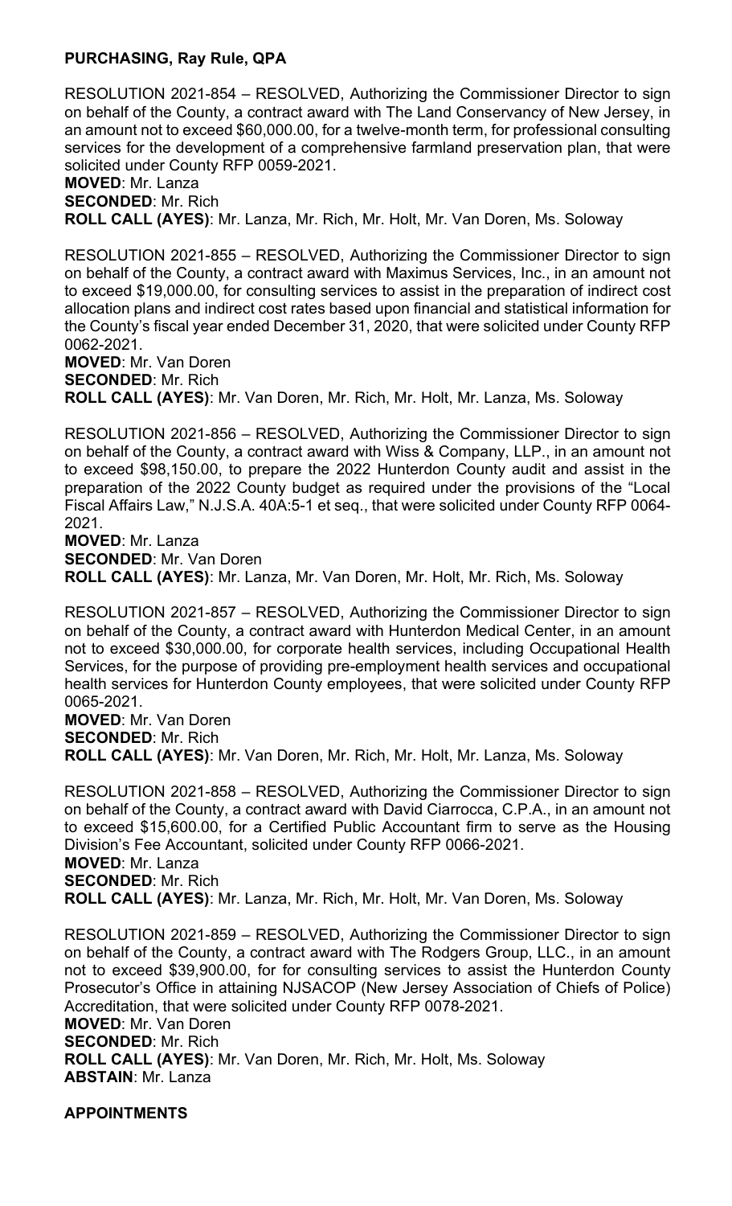## PURCHASING, Ray Rule, QPA

RESOLUTION 2021-854 – RESOLVED, Authorizing the Commissioner Director to sign on behalf of the County, a contract award with The Land Conservancy of New Jersey, in an amount not to exceed $60,000.00, for a twelve-month term, for professional consulting services for the development of a comprehensive farmland preservation plan, that were solicited under County RFP 0059-2021.
**MOVED**: Mr. Lanza
**SECONDED**: Mr. Rich
**ROLL CALL (AYES)**: Mr. Lanza, Mr. Rich, Mr. Holt, Mr. Van Doren, Ms. Soloway

RESOLUTION 2021-855 – RESOLVED, Authorizing the Commissioner Director to sign on behalf of the County, a contract award with Maximus Services, Inc., in an amount not to exceed $19,000.00, for consulting services to assist in the preparation of indirect cost allocation plans and indirect cost rates based upon financial and statistical information for the County's fiscal year ended December 31, 2020, that were solicited under County RFP 0062-2021.
**MOVED**: Mr. Van Doren
**SECONDED**: Mr. Rich
**ROLL CALL (AYES)**: Mr. Van Doren, Mr. Rich, Mr. Holt, Mr. Lanza, Ms. Soloway

RESOLUTION 2021-856 – RESOLVED, Authorizing the Commissioner Director to sign on behalf of the County, a contract award with Wiss & Company, LLP., in an amount not to exceed $98,150.00, to prepare the 2022 Hunterdon County audit and assist in the preparation of the 2022 County budget as required under the provisions of the "Local Fiscal Affairs Law," N.J.S.A. 40A:5-1 et seq., that were solicited under County RFP 0064-2021.
**MOVED**: Mr. Lanza
**SECONDED**: Mr. Van Doren
**ROLL CALL (AYES)**: Mr. Lanza, Mr. Van Doren, Mr. Holt, Mr. Rich, Ms. Soloway

RESOLUTION 2021-857 – RESOLVED, Authorizing the Commissioner Director to sign on behalf of the County, a contract award with Hunterdon Medical Center, in an amount not to exceed $30,000.00, for corporate health services, including Occupational Health Services, for the purpose of providing pre-employment health services and occupational health services for Hunterdon County employees, that were solicited under County RFP 0065-2021.
**MOVED**: Mr. Van Doren
**SECONDED**: Mr. Rich
**ROLL CALL (AYES)**: Mr. Van Doren, Mr. Rich, Mr. Holt, Mr. Lanza, Ms. Soloway

RESOLUTION 2021-858 – RESOLVED, Authorizing the Commissioner Director to sign on behalf of the County, a contract award with David Ciarrocca, C.P.A., in an amount not to exceed $15,600.00, for a Certified Public Accountant firm to serve as the Housing Division's Fee Accountant, solicited under County RFP 0066-2021.
**MOVED**: Mr. Lanza
**SECONDED**: Mr. Rich
**ROLL CALL (AYES)**: Mr. Lanza, Mr. Rich, Mr. Holt, Mr. Van Doren, Ms. Soloway

RESOLUTION 2021-859 – RESOLVED, Authorizing the Commissioner Director to sign on behalf of the County, a contract award with The Rodgers Group, LLC., in an amount not to exceed $39,900.00, for for consulting services to assist the Hunterdon County Prosecutor's Office in attaining NJSACOP (New Jersey Association of Chiefs of Police) Accreditation, that were solicited under County RFP 0078-2021.
**MOVED**: Mr. Van Doren
**SECONDED**: Mr. Rich
**ROLL CALL (AYES)**: Mr. Van Doren, Mr. Rich, Mr. Holt, Ms. Soloway
**ABSTAIN**: Mr. Lanza

## APPOINTMENTS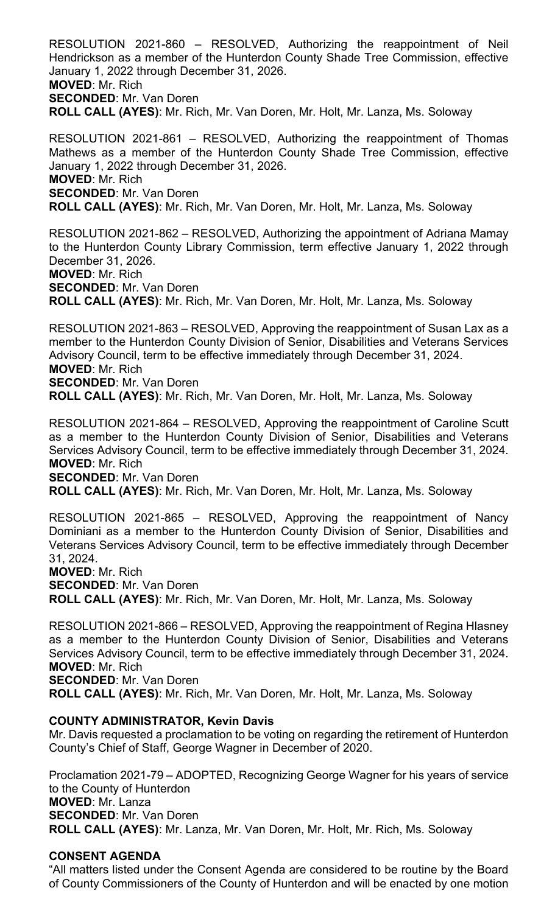RESOLUTION 2021-860 – RESOLVED, Authorizing the reappointment of Neil Hendrickson as a member of the Hunterdon County Shade Tree Commission, effective January 1, 2022 through December 31, 2026.
**MOVED**: Mr. Rich
**SECONDED**: Mr. Van Doren
**ROLL CALL (AYES)**: Mr. Rich, Mr. Van Doren, Mr. Holt, Mr. Lanza, Ms. Soloway

RESOLUTION 2021-861 – RESOLVED, Authorizing the reappointment of Thomas Mathews as a member of the Hunterdon County Shade Tree Commission, effective January 1, 2022 through December 31, 2026.
**MOVED**: Mr. Rich
**SECONDED**: Mr. Van Doren
**ROLL CALL (AYES)**: Mr. Rich, Mr. Van Doren, Mr. Holt, Mr. Lanza, Ms. Soloway

RESOLUTION 2021-862 – RESOLVED, Authorizing the appointment of Adriana Mamay to the Hunterdon County Library Commission, term effective January 1, 2022 through December 31, 2026.
**MOVED**: Mr. Rich
**SECONDED**: Mr. Van Doren
**ROLL CALL (AYES)**: Mr. Rich, Mr. Van Doren, Mr. Holt, Mr. Lanza, Ms. Soloway

RESOLUTION 2021-863 – RESOLVED, Approving the reappointment of Susan Lax as a member to the Hunterdon County Division of Senior, Disabilities and Veterans Services Advisory Council, term to be effective immediately through December 31, 2024.
**MOVED**: Mr. Rich
**SECONDED**: Mr. Van Doren
**ROLL CALL (AYES)**: Mr. Rich, Mr. Van Doren, Mr. Holt, Mr. Lanza, Ms. Soloway

RESOLUTION 2021-864 – RESOLVED, Approving the reappointment of Caroline Scutt as a member to the Hunterdon County Division of Senior, Disabilities and Veterans Services Advisory Council, term to be effective immediately through December 31, 2024.
**MOVED**: Mr. Rich
**SECONDED**: Mr. Van Doren
**ROLL CALL (AYES)**: Mr. Rich, Mr. Van Doren, Mr. Holt, Mr. Lanza, Ms. Soloway

RESOLUTION 2021-865 – RESOLVED, Approving the reappointment of Nancy Dominiani as a member to the Hunterdon County Division of Senior, Disabilities and Veterans Services Advisory Council, term to be effective immediately through December 31, 2024.
**MOVED**: Mr. Rich
**SECONDED**: Mr. Van Doren
**ROLL CALL (AYES)**: Mr. Rich, Mr. Van Doren, Mr. Holt, Mr. Lanza, Ms. Soloway

RESOLUTION 2021-866 – RESOLVED, Approving the reappointment of Regina Hlasney as a member to the Hunterdon County Division of Senior, Disabilities and Veterans Services Advisory Council, term to be effective immediately through December 31, 2024.
**MOVED**: Mr. Rich
**SECONDED**: Mr. Van Doren
**ROLL CALL (AYES)**: Mr. Rich, Mr. Van Doren, Mr. Holt, Mr. Lanza, Ms. Soloway

**COUNTY ADMINISTRATOR, Kevin Davis**

Mr. Davis requested a proclamation to be voting on regarding the retirement of Hunterdon County's Chief of Staff, George Wagner in December of 2020.

Proclamation 2021-79 – ADOPTED, Recognizing George Wagner for his years of service to the County of Hunterdon
**MOVED**: Mr. Lanza
**SECONDED**: Mr. Van Doren
**ROLL CALL (AYES)**: Mr. Lanza, Mr. Van Doren, Mr. Holt, Mr. Rich, Ms. Soloway

**CONSENT AGENDA**

"All matters listed under the Consent Agenda are considered to be routine by the Board of County Commissioners of the County of Hunterdon and will be enacted by one motion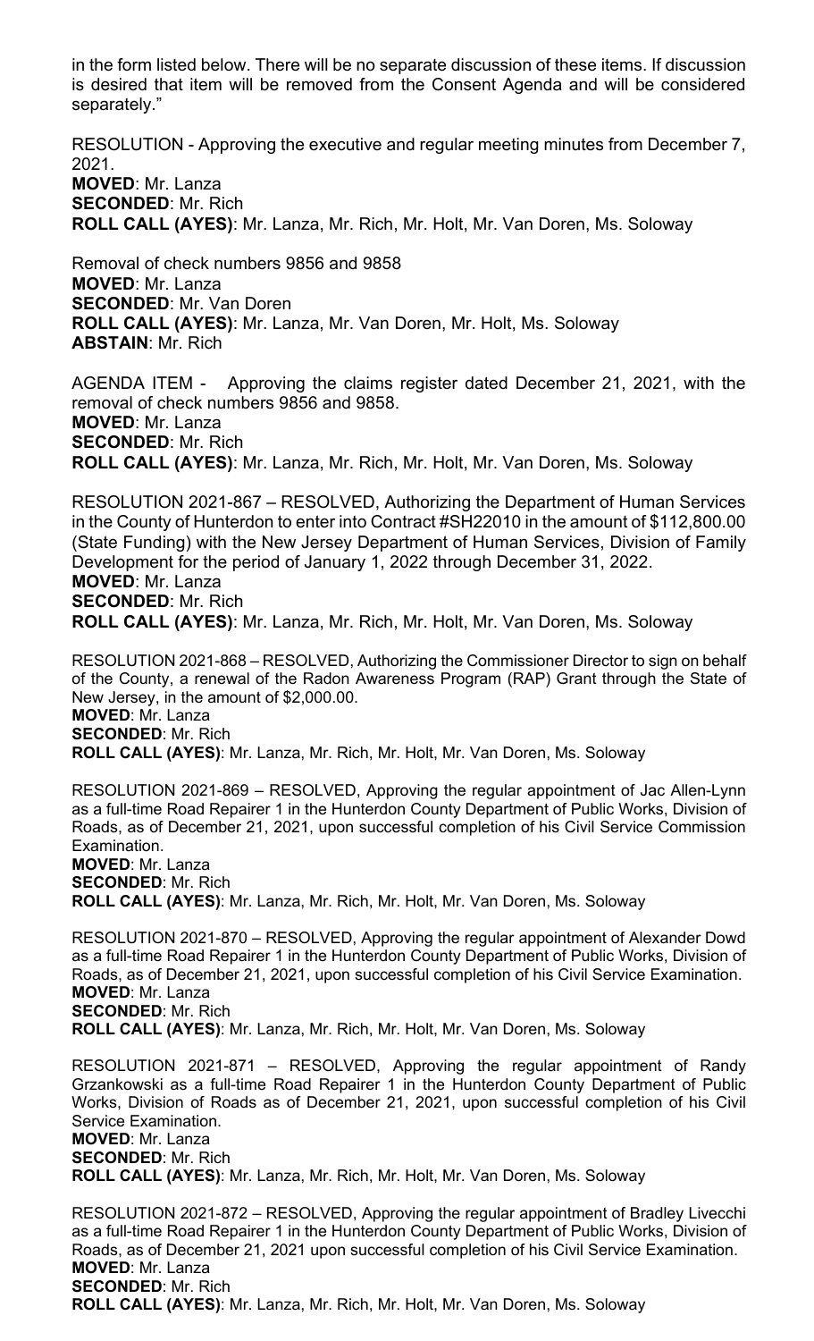in the form listed below. There will be no separate discussion of these items. If discussion is desired that item will be removed from the Consent Agenda and will be considered separately."

RESOLUTION - Approving the executive and regular meeting minutes from December 7, 2021.
**MOVED**: Mr. Lanza
**SECONDED**: Mr. Rich
**ROLL CALL (AYES)**: Mr. Lanza, Mr. Rich, Mr. Holt, Mr. Van Doren, Ms. Soloway

Removal of check numbers 9856 and 9858
**MOVED**: Mr. Lanza
**SECONDED**: Mr. Van Doren
**ROLL CALL (AYES)**: Mr. Lanza, Mr. Van Doren, Mr. Holt, Ms. Soloway
**ABSTAIN**: Mr. Rich

AGENDA ITEM - Approving the claims register dated December 21, 2021, with the removal of check numbers 9856 and 9858.
**MOVED**: Mr. Lanza
**SECONDED**: Mr. Rich
**ROLL CALL (AYES)**: Mr. Lanza, Mr. Rich, Mr. Holt, Mr. Van Doren, Ms. Soloway

RESOLUTION 2021-867 – RESOLVED, Authorizing the Department of Human Services in the County of Hunterdon to enter into Contract #SH22010 in the amount of $112,800.00 (State Funding) with the New Jersey Department of Human Services, Division of Family Development for the period of January 1, 2022 through December 31, 2022.
**MOVED**: Mr. Lanza
**SECONDED**: Mr. Rich
**ROLL CALL (AYES)**: Mr. Lanza, Mr. Rich, Mr. Holt, Mr. Van Doren, Ms. Soloway

RESOLUTION 2021-868 – RESOLVED, Authorizing the Commissioner Director to sign on behalf of the County, a renewal of the Radon Awareness Program (RAP) Grant through the State of New Jersey, in the amount of $2,000.00.
**MOVED**: Mr. Lanza
**SECONDED**: Mr. Rich
**ROLL CALL (AYES)**: Mr. Lanza, Mr. Rich, Mr. Holt, Mr. Van Doren, Ms. Soloway

RESOLUTION 2021-869 – RESOLVED, Approving the regular appointment of Jac Allen-Lynn as a full-time Road Repairer 1 in the Hunterdon County Department of Public Works, Division of Roads, as of December 21, 2021, upon successful completion of his Civil Service Commission Examination.
**MOVED**: Mr. Lanza
**SECONDED**: Mr. Rich
**ROLL CALL (AYES)**: Mr. Lanza, Mr. Rich, Mr. Holt, Mr. Van Doren, Ms. Soloway

RESOLUTION 2021-870 – RESOLVED, Approving the regular appointment of Alexander Dowd as a full-time Road Repairer 1 in the Hunterdon County Department of Public Works, Division of Roads, as of December 21, 2021, upon successful completion of his Civil Service Examination.
**MOVED**: Mr. Lanza
**SECONDED**: Mr. Rich
**ROLL CALL (AYES)**: Mr. Lanza, Mr. Rich, Mr. Holt, Mr. Van Doren, Ms. Soloway

RESOLUTION 2021-871 – RESOLVED, Approving the regular appointment of Randy Grzankowski as a full-time Road Repairer 1 in the Hunterdon County Department of Public Works, Division of Roads as of December 21, 2021, upon successful completion of his Civil Service Examination.
**MOVED**: Mr. Lanza
**SECONDED**: Mr. Rich
**ROLL CALL (AYES)**: Mr. Lanza, Mr. Rich, Mr. Holt, Mr. Van Doren, Ms. Soloway

RESOLUTION 2021-872 – RESOLVED, Approving the regular appointment of Bradley Livecchi as a full-time Road Repairer 1 in the Hunterdon County Department of Public Works, Division of Roads, as of December 21, 2021 upon successful completion of his Civil Service Examination.
**MOVED**: Mr. Lanza
**SECONDED**: Mr. Rich
**ROLL CALL (AYES)**: Mr. Lanza, Mr. Rich, Mr. Holt, Mr. Van Doren, Ms. Soloway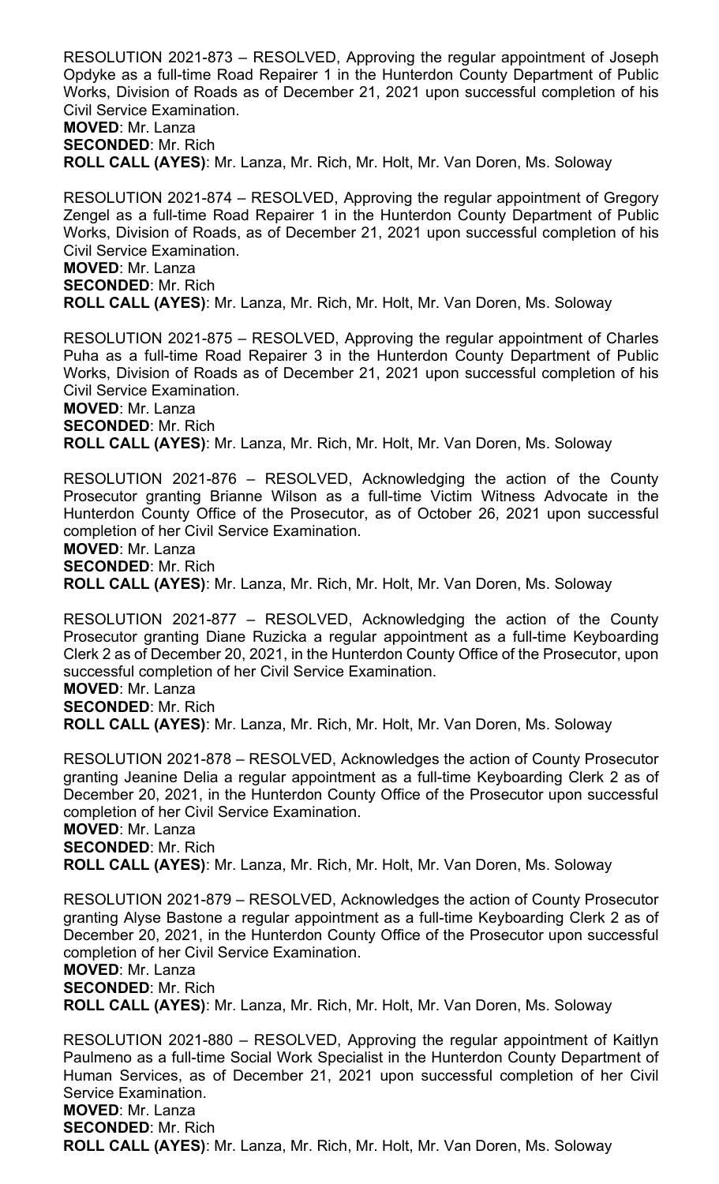RESOLUTION 2021-873 – RESOLVED, Approving the regular appointment of Joseph Opdyke as a full-time Road Repairer 1 in the Hunterdon County Department of Public Works, Division of Roads as of December 21, 2021 upon successful completion of his Civil Service Examination.
**MOVED**: Mr. Lanza
**SECONDED**: Mr. Rich
**ROLL CALL (AYES)**: Mr. Lanza, Mr. Rich, Mr. Holt, Mr. Van Doren, Ms. Soloway

RESOLUTION 2021-874 – RESOLVED, Approving the regular appointment of Gregory Zengel as a full-time Road Repairer 1 in the Hunterdon County Department of Public Works, Division of Roads, as of December 21, 2021 upon successful completion of his Civil Service Examination.
**MOVED**: Mr. Lanza
**SECONDED**: Mr. Rich
**ROLL CALL (AYES)**: Mr. Lanza, Mr. Rich, Mr. Holt, Mr. Van Doren, Ms. Soloway

RESOLUTION 2021-875 – RESOLVED, Approving the regular appointment of Charles Puha as a full-time Road Repairer 3 in the Hunterdon County Department of Public Works, Division of Roads as of December 21, 2021 upon successful completion of his Civil Service Examination.
**MOVED**: Mr. Lanza
**SECONDED**: Mr. Rich
**ROLL CALL (AYES)**: Mr. Lanza, Mr. Rich, Mr. Holt, Mr. Van Doren, Ms. Soloway

RESOLUTION 2021-876 – RESOLVED, Acknowledging the action of the County Prosecutor granting Brianne Wilson as a full-time Victim Witness Advocate in the Hunterdon County Office of the Prosecutor, as of October 26, 2021 upon successful completion of her Civil Service Examination.
**MOVED**: Mr. Lanza
**SECONDED**: Mr. Rich
**ROLL CALL (AYES)**: Mr. Lanza, Mr. Rich, Mr. Holt, Mr. Van Doren, Ms. Soloway

RESOLUTION 2021-877 – RESOLVED, Acknowledging the action of the County Prosecutor granting Diane Ruzicka a regular appointment as a full-time Keyboarding Clerk 2 as of December 20, 2021, in the Hunterdon County Office of the Prosecutor, upon successful completion of her Civil Service Examination.
**MOVED**: Mr. Lanza
**SECONDED**: Mr. Rich
**ROLL CALL (AYES)**: Mr. Lanza, Mr. Rich, Mr. Holt, Mr. Van Doren, Ms. Soloway

RESOLUTION 2021-878 – RESOLVED, Acknowledges the action of County Prosecutor granting Jeanine Delia a regular appointment as a full-time Keyboarding Clerk 2 as of December 20, 2021, in the Hunterdon County Office of the Prosecutor upon successful completion of her Civil Service Examination.
**MOVED**: Mr. Lanza
**SECONDED**: Mr. Rich
**ROLL CALL (AYES)**: Mr. Lanza, Mr. Rich, Mr. Holt, Mr. Van Doren, Ms. Soloway

RESOLUTION 2021-879 – RESOLVED, Acknowledges the action of County Prosecutor granting Alyse Bastone a regular appointment as a full-time Keyboarding Clerk 2 as of December 20, 2021, in the Hunterdon County Office of the Prosecutor upon successful completion of her Civil Service Examination.
**MOVED**: Mr. Lanza
**SECONDED**: Mr. Rich
**ROLL CALL (AYES)**: Mr. Lanza, Mr. Rich, Mr. Holt, Mr. Van Doren, Ms. Soloway

RESOLUTION 2021-880 – RESOLVED, Approving the regular appointment of Kaitlyn Paulmeno as a full-time Social Work Specialist in the Hunterdon County Department of Human Services, as of December 21, 2021 upon successful completion of her Civil Service Examination.
**MOVED**: Mr. Lanza
**SECONDED**: Mr. Rich
**ROLL CALL (AYES)**: Mr. Lanza, Mr. Rich, Mr. Holt, Mr. Van Doren, Ms. Soloway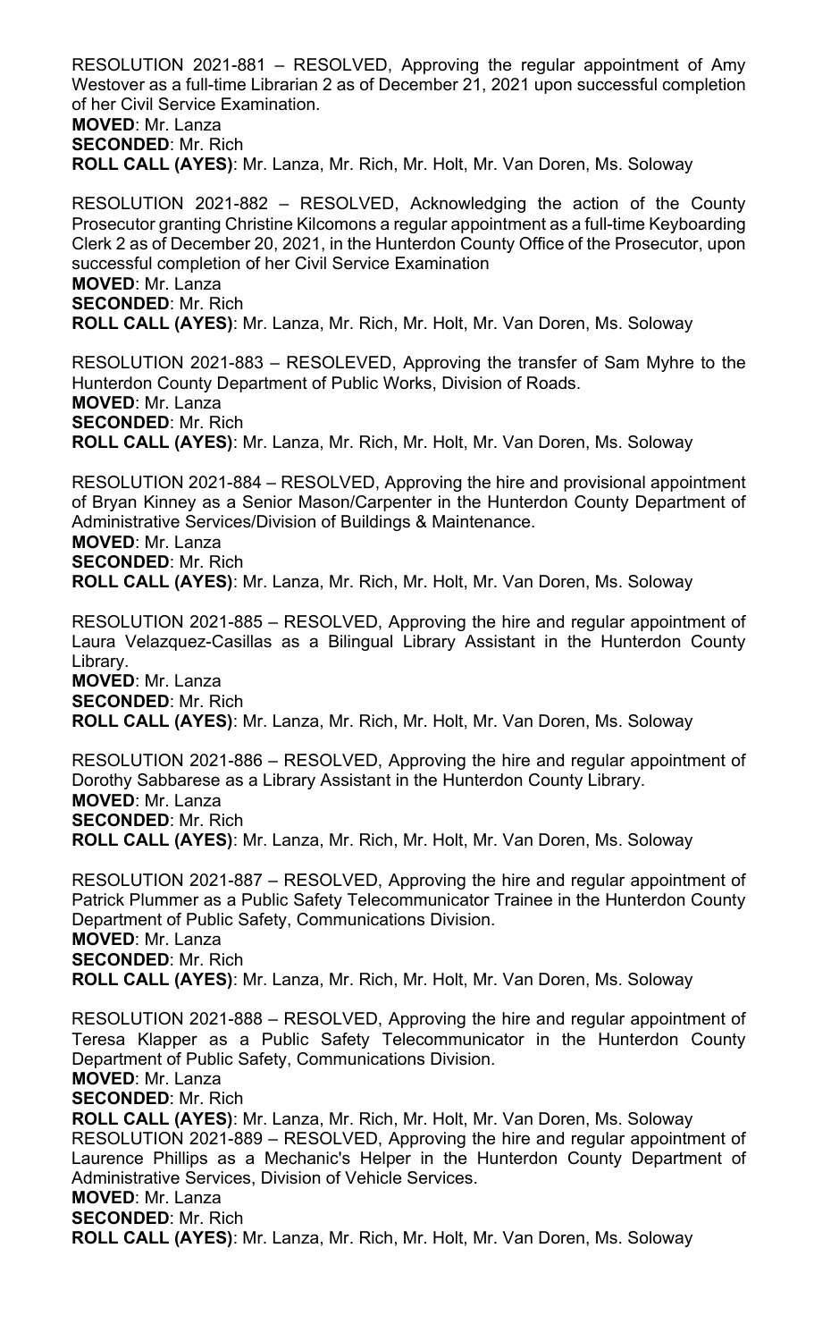RESOLUTION 2021-881 – RESOLVED, Approving the regular appointment of Amy Westover as a full-time Librarian 2 as of December 21, 2021 upon successful completion of her Civil Service Examination.
**MOVED**: Mr. Lanza
**SECONDED**: Mr. Rich
**ROLL CALL (AYES)**: Mr. Lanza, Mr. Rich, Mr. Holt, Mr. Van Doren, Ms. Soloway

RESOLUTION 2021-882 – RESOLVED, Acknowledging the action of the County Prosecutor granting Christine Kilcomons a regular appointment as a full-time Keyboarding Clerk 2 as of December 20, 2021, in the Hunterdon County Office of the Prosecutor, upon successful completion of her Civil Service Examination
**MOVED**: Mr. Lanza
**SECONDED**: Mr. Rich
**ROLL CALL (AYES)**: Mr. Lanza, Mr. Rich, Mr. Holt, Mr. Van Doren, Ms. Soloway

RESOLUTION 2021-883 – RESOLEVED, Approving the transfer of Sam Myhre to the Hunterdon County Department of Public Works, Division of Roads.
**MOVED**: Mr. Lanza
**SECONDED**: Mr. Rich
**ROLL CALL (AYES)**: Mr. Lanza, Mr. Rich, Mr. Holt, Mr. Van Doren, Ms. Soloway

RESOLUTION 2021-884 – RESOLVED, Approving the hire and provisional appointment of Bryan Kinney as a Senior Mason/Carpenter in the Hunterdon County Department of Administrative Services/Division of Buildings & Maintenance.
**MOVED**: Mr. Lanza
**SECONDED**: Mr. Rich
**ROLL CALL (AYES)**: Mr. Lanza, Mr. Rich, Mr. Holt, Mr. Van Doren, Ms. Soloway

RESOLUTION 2021-885 – RESOLVED, Approving the hire and regular appointment of Laura Velazquez-Casillas as a Bilingual Library Assistant in the Hunterdon County Library.
**MOVED**: Mr. Lanza
**SECONDED**: Mr. Rich
**ROLL CALL (AYES)**: Mr. Lanza, Mr. Rich, Mr. Holt, Mr. Van Doren, Ms. Soloway

RESOLUTION 2021-886 – RESOLVED, Approving the hire and regular appointment of Dorothy Sabbarese as a Library Assistant in the Hunterdon County Library.
**MOVED**: Mr. Lanza
**SECONDED**: Mr. Rich
**ROLL CALL (AYES)**: Mr. Lanza, Mr. Rich, Mr. Holt, Mr. Van Doren, Ms. Soloway

RESOLUTION 2021-887 – RESOLVED, Approving the hire and regular appointment of Patrick Plummer as a Public Safety Telecommunicator Trainee in the Hunterdon County Department of Public Safety, Communications Division.
**MOVED**: Mr. Lanza
**SECONDED**: Mr. Rich
**ROLL CALL (AYES)**: Mr. Lanza, Mr. Rich, Mr. Holt, Mr. Van Doren, Ms. Soloway

RESOLUTION 2021-888 – RESOLVED, Approving the hire and regular appointment of Teresa Klapper as a Public Safety Telecommunicator in the Hunterdon County Department of Public Safety, Communications Division.
**MOVED**: Mr. Lanza
**SECONDED**: Mr. Rich
**ROLL CALL (AYES)**: Mr. Lanza, Mr. Rich, Mr. Holt, Mr. Van Doren, Ms. Soloway

RESOLUTION 2021-889 – RESOLVED, Approving the hire and regular appointment of Laurence Phillips as a Mechanic's Helper in the Hunterdon County Department of Administrative Services, Division of Vehicle Services.
**MOVED**: Mr. Lanza
**SECONDED**: Mr. Rich
**ROLL CALL (AYES)**: Mr. Lanza, Mr. Rich, Mr. Holt, Mr. Van Doren, Ms. Soloway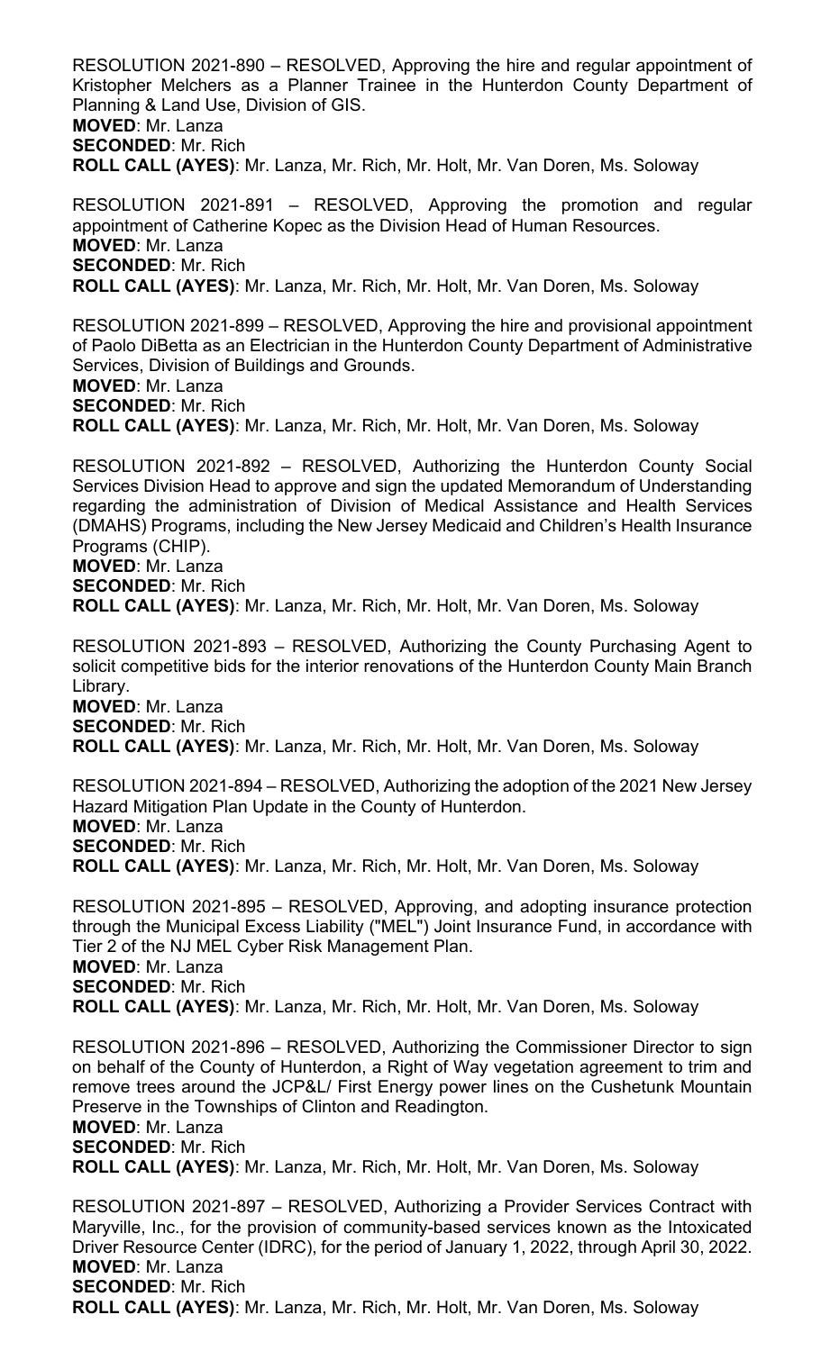RESOLUTION 2021-890 – RESOLVED, Approving the hire and regular appointment of Kristopher Melchers as a Planner Trainee in the Hunterdon County Department of Planning & Land Use, Division of GIS.
**MOVED**: Mr. Lanza
**SECONDED**: Mr. Rich
**ROLL CALL (AYES)**: Mr. Lanza, Mr. Rich, Mr. Holt, Mr. Van Doren, Ms. Soloway

RESOLUTION 2021-891 – RESOLVED, Approving the promotion and regular appointment of Catherine Kopec as the Division Head of Human Resources.
**MOVED**: Mr. Lanza
**SECONDED**: Mr. Rich
**ROLL CALL (AYES)**: Mr. Lanza, Mr. Rich, Mr. Holt, Mr. Van Doren, Ms. Soloway

RESOLUTION 2021-899 – RESOLVED, Approving the hire and provisional appointment of Paolo DiBetta as an Electrician in the Hunterdon County Department of Administrative Services, Division of Buildings and Grounds.
**MOVED**: Mr. Lanza
**SECONDED**: Mr. Rich
**ROLL CALL (AYES)**: Mr. Lanza, Mr. Rich, Mr. Holt, Mr. Van Doren, Ms. Soloway

RESOLUTION 2021-892 – RESOLVED, Authorizing the Hunterdon County Social Services Division Head to approve and sign the updated Memorandum of Understanding regarding the administration of Division of Medical Assistance and Health Services (DMAHS) Programs, including the New Jersey Medicaid and Children's Health Insurance Programs (CHIP).
**MOVED**: Mr. Lanza
**SECONDED**: Mr. Rich
**ROLL CALL (AYES)**: Mr. Lanza, Mr. Rich, Mr. Holt, Mr. Van Doren, Ms. Soloway

RESOLUTION 2021-893 – RESOLVED, Authorizing the County Purchasing Agent to solicit competitive bids for the interior renovations of the Hunterdon County Main Branch Library.
**MOVED**: Mr. Lanza
**SECONDED**: Mr. Rich
**ROLL CALL (AYES)**: Mr. Lanza, Mr. Rich, Mr. Holt, Mr. Van Doren, Ms. Soloway

RESOLUTION 2021-894 – RESOLVED, Authorizing the adoption of the 2021 New Jersey Hazard Mitigation Plan Update in the County of Hunterdon.
**MOVED**: Mr. Lanza
**SECONDED**: Mr. Rich
**ROLL CALL (AYES)**: Mr. Lanza, Mr. Rich, Mr. Holt, Mr. Van Doren, Ms. Soloway

RESOLUTION 2021-895 – RESOLVED, Approving, and adopting insurance protection through the Municipal Excess Liability ("MEL") Joint Insurance Fund, in accordance with Tier 2 of the NJ MEL Cyber Risk Management Plan.
**MOVED**: Mr. Lanza
**SECONDED**: Mr. Rich
**ROLL CALL (AYES)**: Mr. Lanza, Mr. Rich, Mr. Holt, Mr. Van Doren, Ms. Soloway

RESOLUTION 2021-896 – RESOLVED, Authorizing the Commissioner Director to sign on behalf of the County of Hunterdon, a Right of Way vegetation agreement to trim and remove trees around the JCP&L/ First Energy power lines on the Cushetunk Mountain Preserve in the Townships of Clinton and Readington.
**MOVED**: Mr. Lanza
**SECONDED**: Mr. Rich
**ROLL CALL (AYES)**: Mr. Lanza, Mr. Rich, Mr. Holt, Mr. Van Doren, Ms. Soloway

RESOLUTION 2021-897 – RESOLVED, Authorizing a Provider Services Contract with Maryville, Inc., for the provision of community-based services known as the Intoxicated Driver Resource Center (IDRC), for the period of January 1, 2022, through April 30, 2022.
**MOVED**: Mr. Lanza
**SECONDED**: Mr. Rich
**ROLL CALL (AYES)**: Mr. Lanza, Mr. Rich, Mr. Holt, Mr. Van Doren, Ms. Soloway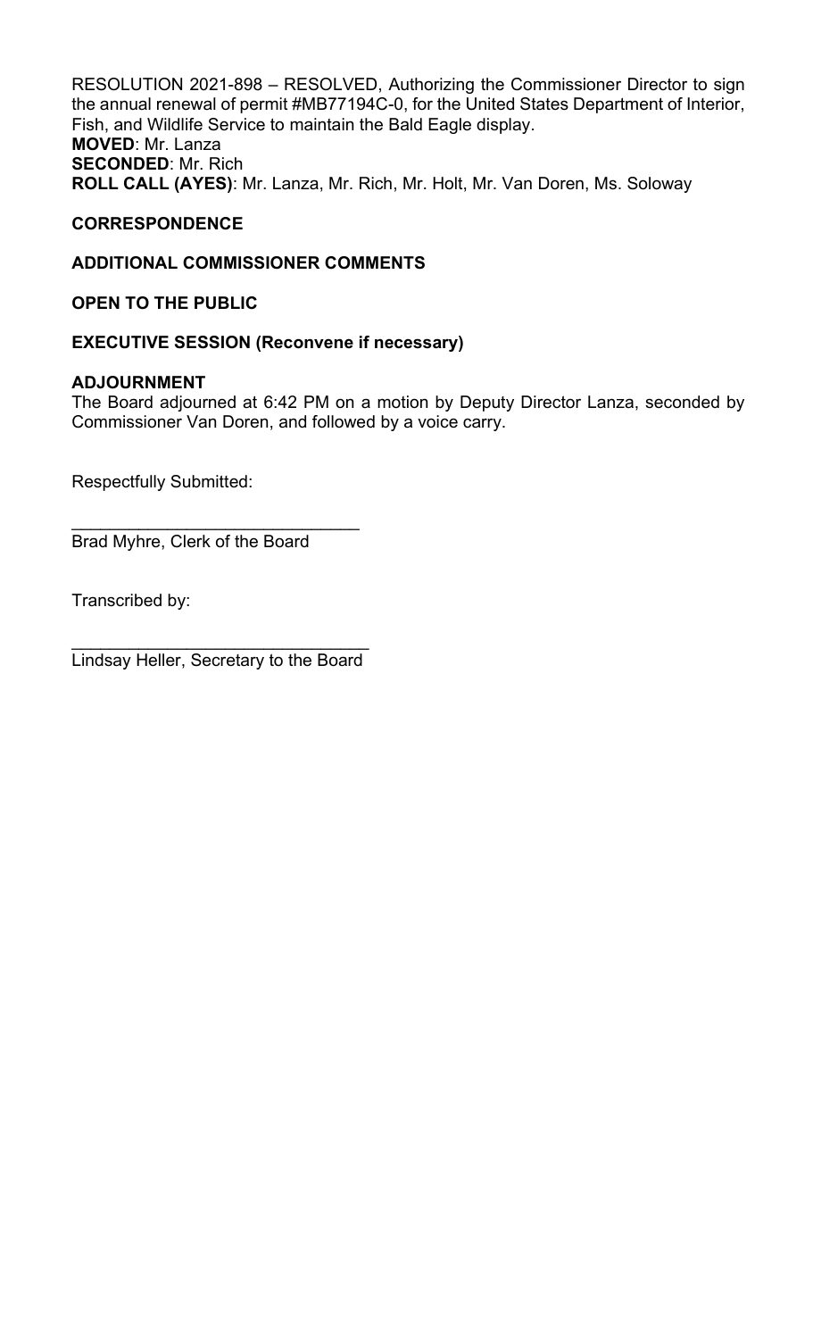RESOLUTION 2021-898 – RESOLVED, Authorizing the Commissioner Director to sign the annual renewal of permit #MB77194C-0, for the United States Department of Interior, Fish, and Wildlife Service to maintain the Bald Eagle display.
**MOVED**: Mr. Lanza
**SECONDED**: Mr. Rich
**ROLL CALL (AYES)**: Mr. Lanza, Mr. Rich, Mr. Holt, Mr. Van Doren, Ms. Soloway

**CORRESPONDENCE**

**ADDITIONAL COMMISSIONER COMMENTS**

**OPEN TO THE PUBLIC**

**EXECUTIVE SESSION (Reconvene if necessary)**

**ADJOURNMENT**
The Board adjourned at 6:42 PM on a motion by Deputy Director Lanza, seconded by Commissioner Van Doren, and followed by a voice carry.

Respectfully Submitted:

______________________________
Brad Myhre, Clerk of the Board

Transcribed by:

_______________________________
Lindsay Heller, Secretary to the Board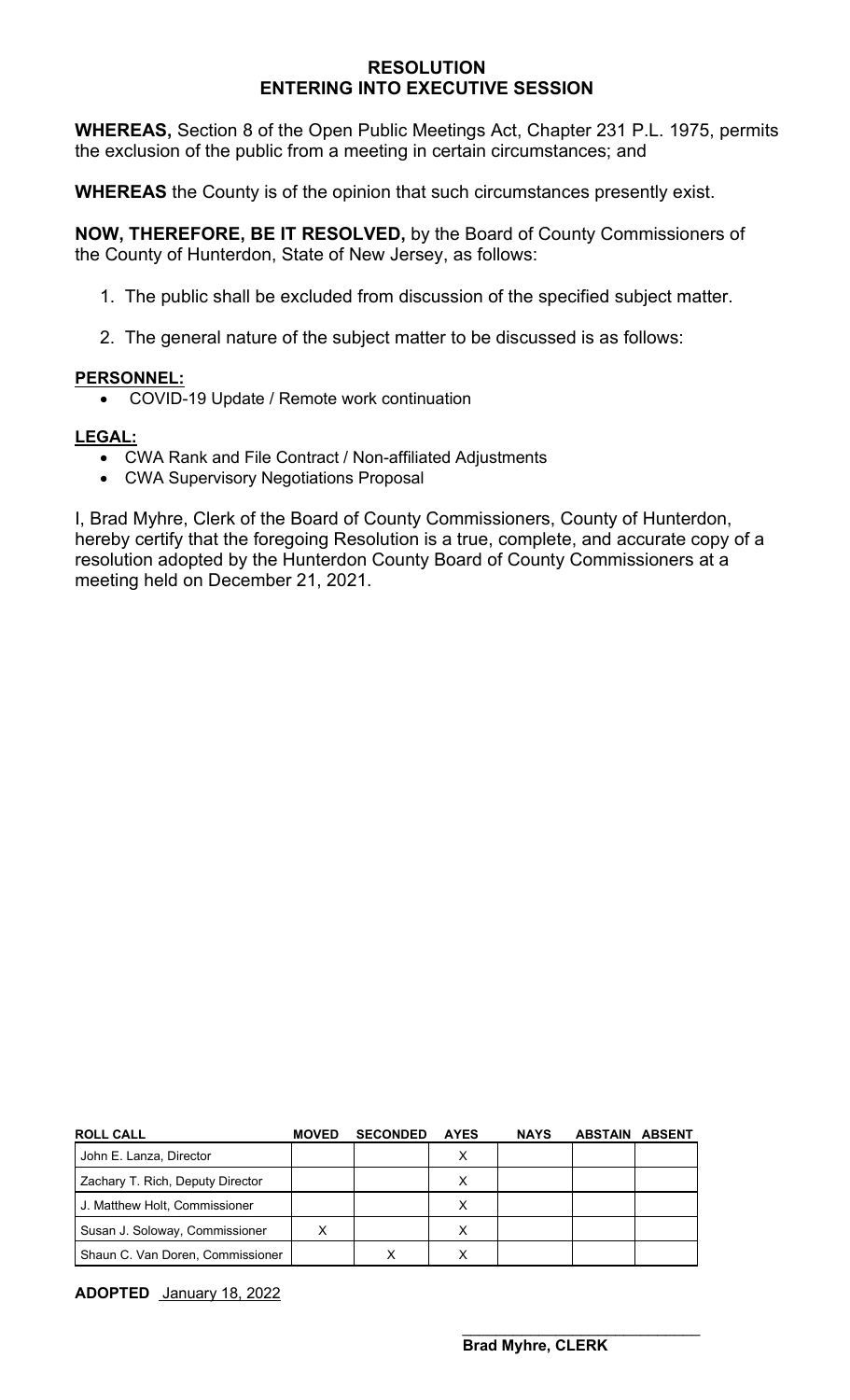# RESOLUTION
# ENTERING INTO EXECUTIVE SESSION

**WHEREAS,** Section 8 of the Open Public Meetings Act, Chapter 231 P.L. 1975, permits the exclusion of the public from a meeting in certain circumstances; and

**WHEREAS** the County is of the opinion that such circumstances presently exist.

**NOW, THEREFORE, BE IT RESOLVED,** by the Board of County Commissioners of the County of Hunterdon, State of New Jersey, as follows:

1. The public shall be excluded from discussion of the specified subject matter.
2. The general nature of the subject matter to be discussed is as follows:

**PERSONNEL:**

- COVID-19 Update / Remote work continuation

**LEGAL:**

- CWA Rank and File Contract / Non-affiliated Adjustments
- CWA Supervisory Negotiations Proposal

I, Brad Myhre, Clerk of the Board of County Commissioners, County of Hunterdon, hereby certify that the foregoing Resolution is a true, complete, and accurate copy of a resolution adopted by the Hunterdon County Board of County Commissioners at a meeting held on December 21, 2021.

| ROLL CALL | MOVED | SECONDED | AYES | NAYS | ABSTAIN | ABSENT |
|---|---|---|---|---|---|---|
| John E. Lanza, Director | | | X | | | |
| Zachary T. Rich, Deputy Director | | | X | | | |
| J. Matthew Holt, Commissioner | | | X | | | |
| Susan J. Soloway, Commissioner | X | | X | | | |
| Shaun C. Van Doren, Commissioner | | X | X | | | |

**ADOPTED** January 18, 2022

\_\_\_\_\_\_\_\_\_\_\_\_\_\_\_\_\_\_\_\_\_\_\_\_\_\_\_\_

**Brad Myhre, CLERK**